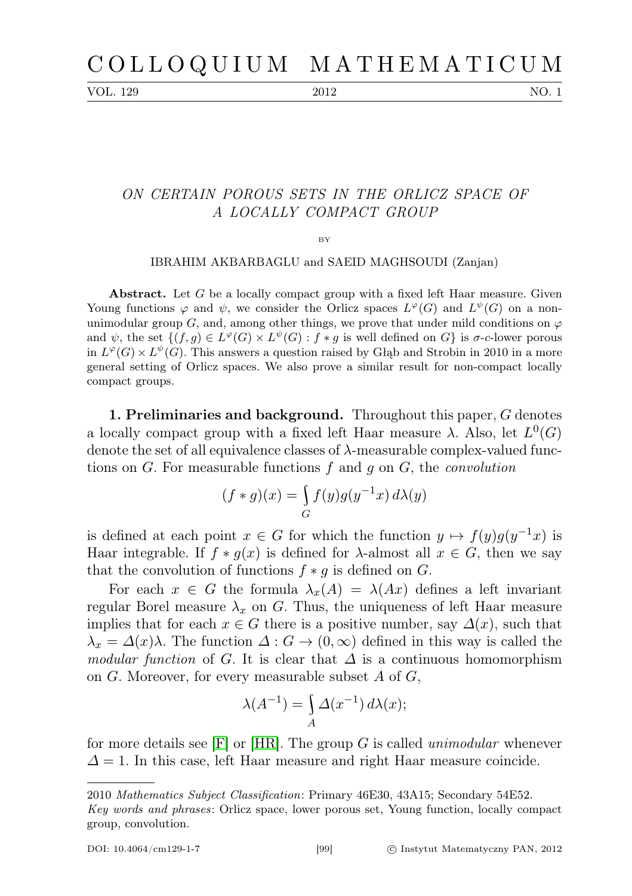# ON CERTAIN POROUS SETS IN THE ORLICZ SPACE OF A LOCALLY COMPACT GROUP

BY

IBRAHIM AKBARBAGLU and SAEID MAGHSOUDI (Zanjan)

**Abstract.** Let $G$ be a locally compact group with a fixed left Haar measure. Given Young functions $\varphi$ and $\psi$, we consider the Orlicz spaces $L^{\varphi}(G)$ and $L^{\psi}(G)$ on a non-unimodular group $G$, and, among other things, we prove that under mild conditions on $\varphi$ and $\psi$, the set $\{(f,g) \in L^{\varphi}(G) \times L^{\psi}(G) : f * g \text{ is well defined on } G\}$ is $\sigma$-$c$-lower porous in $L^{\varphi}(G) \times L^{\psi}(G)$. This answers a question raised by Głąb and Strobin in 2010 in a more general setting of Orlicz spaces. We also prove a similar result for non-compact locally compact groups.

**1. Preliminaries and background.** Throughout this paper, $G$ denotes a locally compact group with a fixed left Haar measure $\lambda$. Also, let $L^0(G)$ denote the set of all equivalence classes of $\lambda$-measurable complex-valued functions on $G$. For measurable functions $f$ and $g$ on $G$, the *convolution*

$$(f * g)(x) = \int_G f(y) g(y^{-1}x)\, d\lambda(y)$$

is defined at each point $x \in G$ for which the function $y \mapsto f(y)g(y^{-1}x)$ is Haar integrable. If $f * g(x)$ is defined for $\lambda$-almost all $x \in G$, then we say that the convolution of functions $f * g$ is defined on $G$.

For each $x \in G$ the formula $\lambda_x(A) = \lambda(Ax)$ defines a left invariant regular Borel measure $\lambda_x$ on $G$. Thus, the uniqueness of left Haar measure implies that for each $x \in G$ there is a positive number, say $\Delta(x)$, such that $\lambda_x = \Delta(x)\lambda$. The function $\Delta : G \to (0, \infty)$ defined in this way is called the *modular function* of $G$. It is clear that $\Delta$ is a continuous homomorphism on $G$. Moreover, for every measurable subset $A$ of $G$,

$$\lambda(A^{-1}) = \int_A \Delta(x^{-1})\, d\lambda(x);$$

for more details see [F] or [HR]. The group $G$ is called *unimodular* whenever $\Delta = 1$. In this case, left Haar measure and right Haar measure coincide.

---

2010 *Mathematics Subject Classification*: Primary 46E30, 43A15; Secondary 54E52.

*Key words and phrases*: Orlicz space, lower porous set, Young function, locally compact group, convolution.

DOI: 10.4064/cm129-1-7 [99] © Instytut Matematyczny PAN, 2012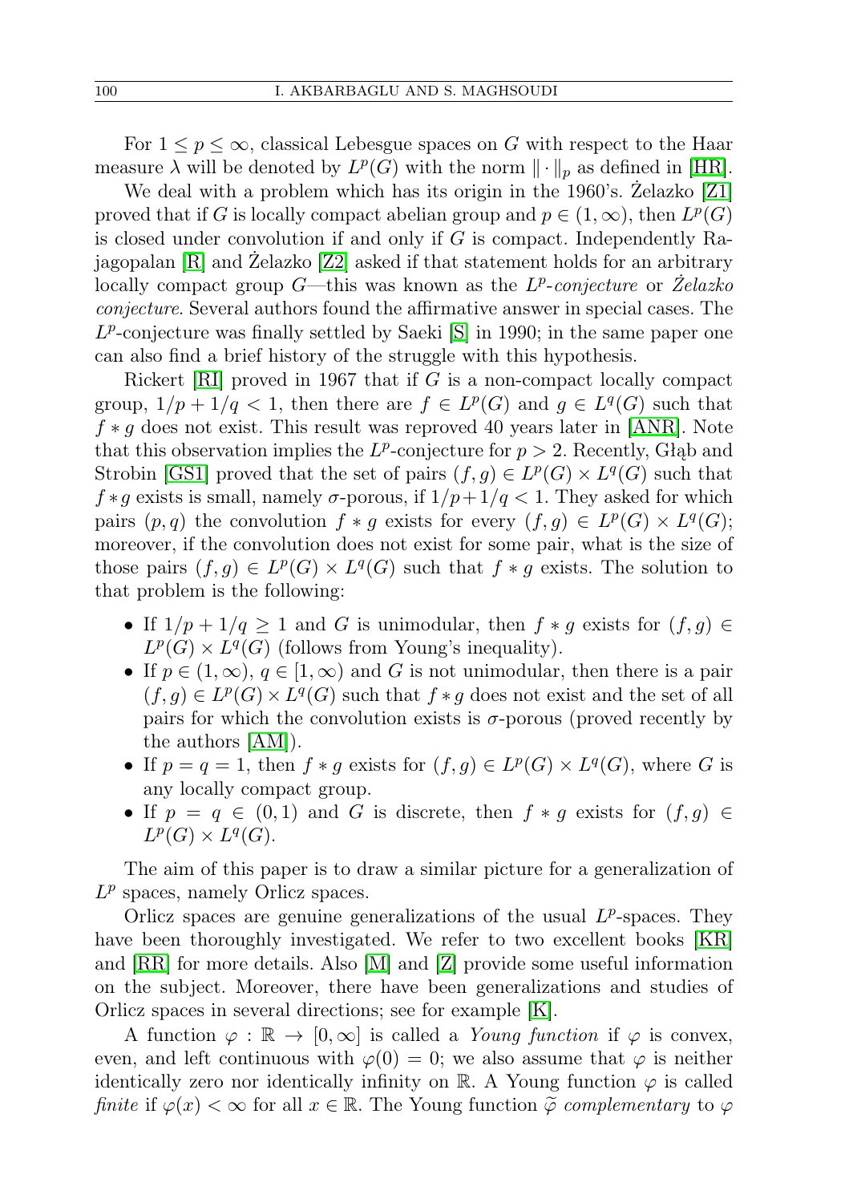For $1 \leq p \leq \infty$, classical Lebesgue spaces on $G$ with respect to the Haar measure $\lambda$ will be denoted by $L^p(G)$ with the norm $\|\cdot\|_p$ as defined in [HR].

We deal with a problem which has its origin in the 1960's. Żelazko [Z1] proved that if $G$ is locally compact abelian group and $p \in (1, \infty)$, then $L^p(G)$ is closed under convolution if and only if $G$ is compact. Independently Rajagopalan [R] and Żelazko [Z2] asked if that statement holds for an arbitrary locally compact group $G$—this was known as the *$L^p$-conjecture* or *Żelazko conjecture*. Several authors found the affirmative answer in special cases. The $L^p$-conjecture was finally settled by Saeki [S] in 1990; in the same paper one can also find a brief history of the struggle with this hypothesis.

Rickert [RI] proved in 1967 that if $G$ is a non-compact locally compact group, $1/p + 1/q < 1$, then there are $f \in L^p(G)$ and $g \in L^q(G)$ such that $f * g$ does not exist. This result was reproved 40 years later in [ANR]. Note that this observation implies the $L^p$-conjecture for $p > 2$. Recently, Głąb and Strobin [GS1] proved that the set of pairs $(f, g) \in L^p(G) \times L^q(G)$ such that $f * g$ exists is small, namely $\sigma$-porous, if $1/p + 1/q < 1$. They asked for which pairs $(p, q)$ the convolution $f * g$ exists for every $(f, g) \in L^p(G) \times L^q(G)$; moreover, if the convolution does not exist for some pair, what is the size of those pairs $(f, g) \in L^p(G) \times L^q(G)$ such that $f * g$ exists. The solution to that problem is the following:

- If $1/p + 1/q \geq 1$ and $G$ is unimodular, then $f * g$ exists for $(f, g) \in L^p(G) \times L^q(G)$ (follows from Young's inequality).
- If $p \in (1, \infty)$, $q \in [1, \infty)$ and $G$ is not unimodular, then there is a pair $(f, g) \in L^p(G) \times L^q(G)$ such that $f * g$ does not exist and the set of all pairs for which the convolution exists is $\sigma$-porous (proved recently by the authors [AM]).
- If $p = q = 1$, then $f * g$ exists for $(f, g) \in L^p(G) \times L^q(G)$, where $G$ is any locally compact group.
- If $p = q \in (0, 1)$ and $G$ is discrete, then $f * g$ exists for $(f, g) \in L^p(G) \times L^q(G)$.

The aim of this paper is to draw a similar picture for a generalization of $L^p$ spaces, namely Orlicz spaces.

Orlicz spaces are genuine generalizations of the usual $L^p$-spaces. They have been thoroughly investigated. We refer to two excellent books [KR] and [RR] for more details. Also [M] and [Z] provide some useful information on the subject. Moreover, there have been generalizations and studies of Orlicz spaces in several directions; see for example [K].

A function $\varphi : \mathbb{R} \to [0, \infty]$ is called a *Young function* if $\varphi$ is convex, even, and left continuous with $\varphi(0) = 0$; we also assume that $\varphi$ is neither identically zero nor identically infinity on $\mathbb{R}$. A Young function $\varphi$ is called *finite* if $\varphi(x) < \infty$ for all $x \in \mathbb{R}$. The Young function $\widetilde{\varphi}$ *complementary* to $\varphi$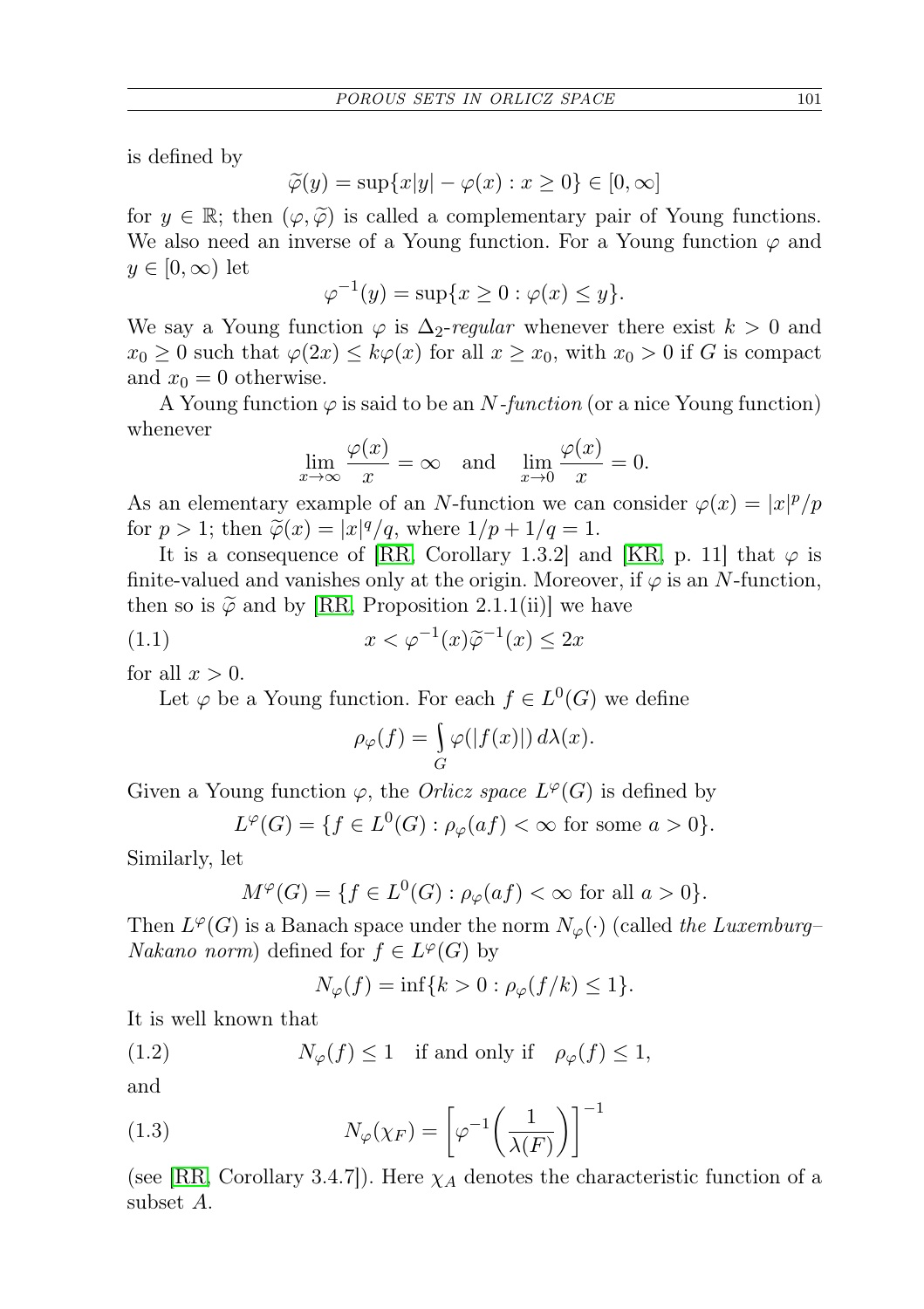is defined by

$$\widetilde{\varphi}(y) = \sup\{x|y| - \varphi(x) : x \geq 0\} \in [0, \infty]$$

for $y \in \mathbb{R}$; then $(\varphi, \widetilde{\varphi})$ is called a complementary pair of Young functions. We also need an inverse of a Young function. For a Young function $\varphi$ and $y \in [0, \infty)$ let

$$\varphi^{-1}(y) = \sup\{x \geq 0 : \varphi(x) \leq y\}.$$

We say a Young function $\varphi$ is $\Delta_2$-*regular* whenever there exist $k > 0$ and $x_0 \geq 0$ such that $\varphi(2x) \leq k\varphi(x)$ for all $x \geq x_0$, with $x_0 > 0$ if $G$ is compact and $x_0 = 0$ otherwise.

A Young function $\varphi$ is said to be an $N$-*function* (or a nice Young function) whenever

$$\lim_{x \to \infty} \frac{\varphi(x)}{x} = \infty \quad \text{and} \quad \lim_{x \to 0} \frac{\varphi(x)}{x} = 0.$$

As an elementary example of an $N$-function we can consider $\varphi(x) = |x|^p/p$ for $p > 1$; then $\widetilde{\varphi}(x) = |x|^q/q$, where $1/p + 1/q = 1$.

It is a consequence of [RR, Corollary 1.3.2] and [KR, p. 11] that $\varphi$ is finite-valued and vanishes only at the origin. Moreover, if $\varphi$ is an $N$-function, then so is $\widetilde{\varphi}$ and by [RR, Proposition 2.1.1(ii)] we have

$$x < \varphi^{-1}(x)\widetilde{\varphi}^{-1}(x) \leq 2x \tag{1.1}$$

for all $x > 0$.

Let $\varphi$ be a Young function. For each $f \in L^0(G)$ we define

$$\rho_\varphi(f) = \int_G \varphi(|f(x)|)\, d\lambda(x).$$

Given a Young function $\varphi$, the *Orlicz space* $L^\varphi(G)$ is defined by

$$L^\varphi(G) = \{f \in L^0(G) : \rho_\varphi(af) < \infty \text{ for some } a > 0\}.$$

Similarly, let

$$M^\varphi(G) = \{f \in L^0(G) : \rho_\varphi(af) < \infty \text{ for all } a > 0\}.$$

Then $L^\varphi(G)$ is a Banach space under the norm $N_\varphi(\cdot)$ (called *the Luxemburg–Nakano norm*) defined for $f \in L^\varphi(G)$ by

$$N_\varphi(f) = \inf\{k > 0 : \rho_\varphi(f/k) \leq 1\}.$$

It is well known that

$$N_\varphi(f) \leq 1 \quad \text{if and only if} \quad \rho_\varphi(f) \leq 1, \tag{1.2}$$

and

$$N_\varphi(\chi_F) = \left[\varphi^{-1}\left(\frac{1}{\lambda(F)}\right)\right]^{-1} \tag{1.3}$$

(see [RR, Corollary 3.4.7]). Here $\chi_A$ denotes the characteristic function of a subset $A$.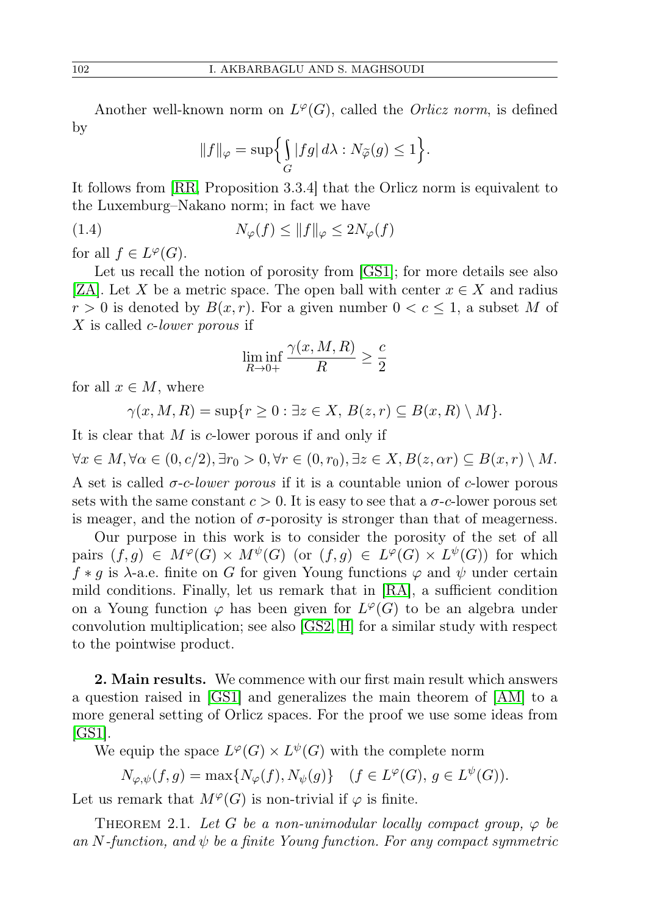Another well-known norm on $L^\varphi(G)$, called the *Orlicz norm*, is defined by

$$\|f\|_\varphi = \sup\Big\{ \int_G |fg|\, d\lambda : N_{\widetilde{\varphi}}(g) \le 1 \Big\}.$$

It follows from [RR, Proposition 3.3.4] that the Orlicz norm is equivalent to the Luxemburg–Nakano norm; in fact we have

$$N_\varphi(f) \le \|f\|_\varphi \le 2N_\varphi(f) \tag{1.4}$$

for all $f \in L^\varphi(G)$.

Let us recall the notion of porosity from [GS1]; for more details see also [ZA]. Let $X$ be a metric space. The open ball with center $x \in X$ and radius $r > 0$ is denoted by $B(x, r)$. For a given number $0 < c \le 1$, a subset $M$ of $X$ is called *c-lower porous* if

$$\liminf_{R \to 0+} \frac{\gamma(x, M, R)}{R} \ge \frac{c}{2}$$

for all $x \in M$, where

$$\gamma(x, M, R) = \sup\{r \ge 0 : \exists z \in X,\ B(z, r) \subseteq B(x, R) \setminus M\}.$$

It is clear that $M$ is $c$-lower porous if and only if

$$\forall x \in M, \forall \alpha \in (0, c/2), \exists r_0 > 0, \forall r \in (0, r_0), \exists z \in X, B(z, \alpha r) \subseteq B(x, r) \setminus M.$$

A set is called *σ-c-lower porous* if it is a countable union of $c$-lower porous sets with the same constant $c > 0$. It is easy to see that a $\sigma$-$c$-lower porous set is meager, and the notion of $\sigma$-porosity is stronger than that of meagerness.

Our purpose in this work is to consider the porosity of the set of all pairs $(f, g) \in M^\varphi(G) \times M^\psi(G)$ (or $(f, g) \in L^\varphi(G) \times L^\psi(G)$) for which $f * g$ is $\lambda$-a.e. finite on $G$ for given Young functions $\varphi$ and $\psi$ under certain mild conditions. Finally, let us remark that in [RA], a sufficient condition on a Young function $\varphi$ has been given for $L^\varphi(G)$ to be an algebra under convolution multiplication; see also [GS2, H] for a similar study with respect to the pointwise product.

**2. Main results.** We commence with our first main result which answers a question raised in [GS1] and generalizes the main theorem of [AM] to a more general setting of Orlicz spaces. For the proof we use some ideas from [GS1].

We equip the space $L^\varphi(G) \times L^\psi(G)$ with the complete norm

$$N_{\varphi,\psi}(f, g) = \max\{N_\varphi(f), N_\psi(g)\} \quad (f \in L^\varphi(G),\ g \in L^\psi(G)).$$

Let us remark that $M^\varphi(G)$ is non-trivial if $\varphi$ is finite.

Theorem 2.1. *Let $G$ be a non-unimodular locally compact group, $\varphi$ be an $N$-function, and $\psi$ be a finite Young function. For any compact symmetric*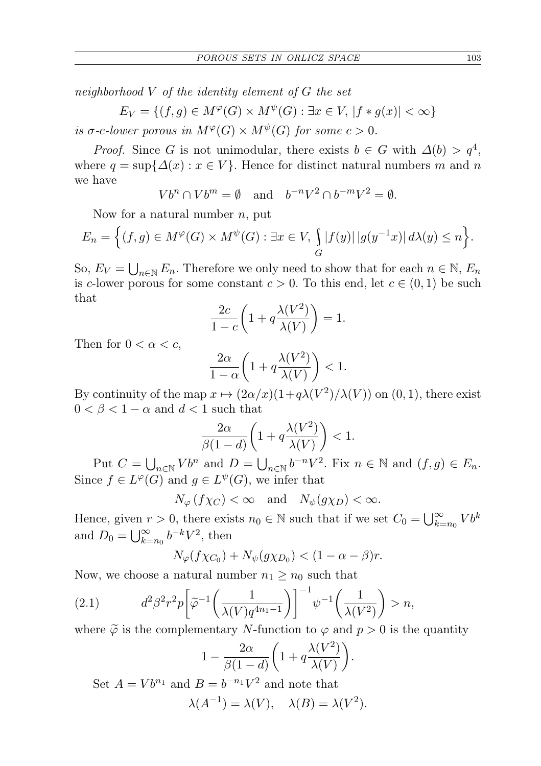*neighborhood $V$ of the identity element of $G$ the set*

$$E_V = \{(f,g) \in M^\varphi(G) \times M^\psi(G) : \exists x \in V,\, |f * g(x)| < \infty\}$$

*is $\sigma$-$c$-lower porous in $M^\varphi(G) \times M^\psi(G)$ for some $c > 0$.*

*Proof.* Since $G$ is not unimodular, there exists $b \in G$ with $\Delta(b) > q^4$, where $q = \sup\{\Delta(x) : x \in V\}$. Hence for distinct natural numbers $m$ and $n$ we have

$$Vb^n \cap Vb^m = \emptyset \quad \text{and} \quad b^{-n}V^2 \cap b^{-m}V^2 = \emptyset.$$

Now for a natural number $n$, put

$$E_n = \Big\{(f,g) \in M^\varphi(G) \times M^\psi(G) : \exists x \in V,\, \int_G |f(y)|\,|g(y^{-1}x)|\,d\lambda(y) \le n\Big\}.$$

So, $E_V = \bigcup_{n\in\mathbb{N}} E_n$. Therefore we only need to show that for each $n \in \mathbb{N}$, $E_n$ is $c$-lower porous for some constant $c > 0$. To this end, let $c \in (0,1)$ be such that

$$\frac{2c}{1-c}\bigg(1 + q\frac{\lambda(V^2)}{\lambda(V)}\bigg) = 1.$$

Then for $0 < \alpha < c$,

$$\frac{2\alpha}{1-\alpha}\bigg(1 + q\frac{\lambda(V^2)}{\lambda(V)}\bigg) < 1.$$

By continuity of the map $x \mapsto (2\alpha/x)(1+q\lambda(V^2)/\lambda(V))$ on $(0,1)$, there exist $0 < \beta < 1-\alpha$ and $d < 1$ such that

$$\frac{2\alpha}{\beta(1-d)}\bigg(1 + q\frac{\lambda(V^2)}{\lambda(V)}\bigg) < 1.$$

Put $C = \bigcup_{n\in\mathbb{N}} Vb^n$ and $D = \bigcup_{n\in\mathbb{N}} b^{-n}V^2$. Fix $n \in \mathbb{N}$ and $(f,g) \in E_n$. Since $f \in L^\varphi(G)$ and $g \in L^\psi(G)$, we infer that

$$N_\varphi(f\chi_C) < \infty \quad \text{and} \quad N_\psi(g\chi_D) < \infty.$$

Hence, given $r > 0$, there exists $n_0 \in \mathbb{N}$ such that if we set $C_0 = \bigcup_{k=n_0}^\infty Vb^k$ and $D_0 = \bigcup_{k=n_0}^\infty b^{-k}V^2$, then

$$N_\varphi(f\chi_{C_0}) + N_\psi(g\chi_{D_0}) < (1-\alpha-\beta)r.$$

Now, we choose a natural number $n_1 \ge n_0$ such that

$$d^2\beta^2 r^2 p\bigg[\widetilde{\varphi}^{-1}\bigg(\frac{1}{\lambda(V)q^{4n_1-1}}\bigg)\bigg]^{-1}\psi^{-1}\bigg(\frac{1}{\lambda(V^2)}\bigg) > n, \tag{2.1}$$

where $\widetilde{\varphi}$ is the complementary $N$-function to $\varphi$ and $p > 0$ is the quantity

$$1 - \frac{2\alpha}{\beta(1-d)}\bigg(1 + q\frac{\lambda(V^2)}{\lambda(V)}\bigg).$$

Set $A = Vb^{n_1}$ and $B = b^{-n_1}V^2$ and note that

$$\lambda(A^{-1}) = \lambda(V), \quad \lambda(B) = \lambda(V^2).$$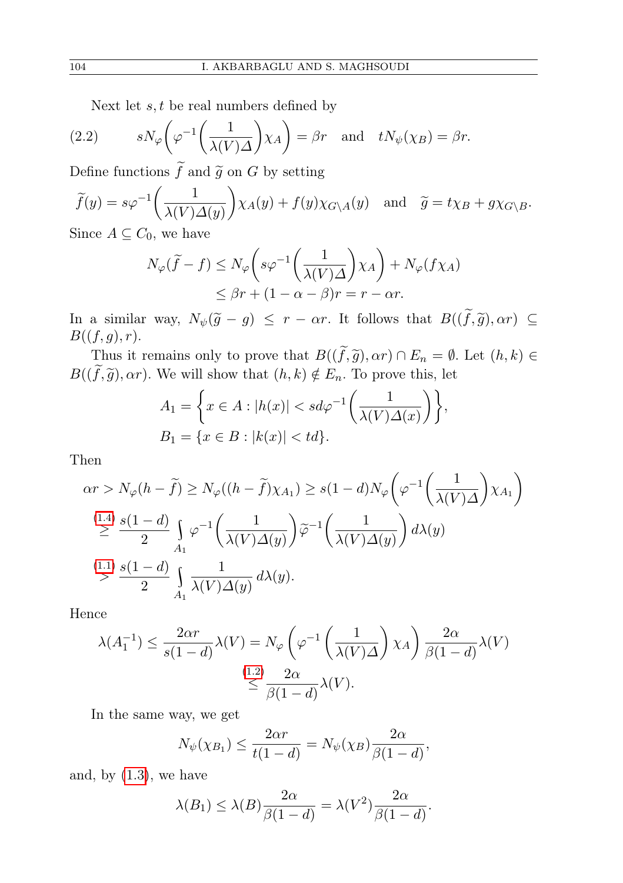Next let $s, t$ be real numbers defined by

$$sN_\varphi\left(\varphi^{-1}\left(\frac{1}{\lambda(V)\Delta}\right)\chi_A\right) = \beta r \quad \text{and} \quad tN_\psi(\chi_B) = \beta r. \tag{2.2}$$

Define functions $\widetilde{f}$ and $\widetilde{g}$ on $G$ by setting

$$\widetilde{f}(y) = s\varphi^{-1}\left(\frac{1}{\lambda(V)\Delta(y)}\right)\chi_A(y) + f(y)\chi_{G\setminus A}(y) \quad \text{and} \quad \widetilde{g} = t\chi_B + g\chi_{G\setminus B}.$$

Since $A \subseteq C_0$, we have

$$\begin{aligned} N_\varphi(\widetilde{f} - f) &\leq N_\varphi\left(s\varphi^{-1}\left(\frac{1}{\lambda(V)\Delta}\right)\chi_A\right) + N_\varphi(f\chi_A) \\ &\leq \beta r + (1 - \alpha - \beta)r = r - \alpha r. \end{aligned}$$

In a similar way, $N_\psi(\widetilde{g} - g) \leq r - \alpha r$. It follows that $B((\widetilde{f}, \widetilde{g}), \alpha r) \subseteq B((f, g), r)$.

Thus it remains only to prove that $B((\widetilde{f}, \widetilde{g}), \alpha r) \cap E_n = \emptyset$. Let $(h, k) \in B((\widetilde{f}, \widetilde{g}), \alpha r)$. We will show that $(h, k) \notin E_n$. To prove this, let

$$\begin{aligned} A_1 &= \left\{x \in A : |h(x)| < sd\varphi^{-1}\left(\frac{1}{\lambda(V)\Delta(x)}\right)\right\}, \\ B_1 &= \{x \in B : |k(x)| < td\}. \end{aligned}$$

Then

$$\begin{aligned} \alpha r > N_\varphi(h - \widetilde{f}) &\geq N_\varphi((h - \widetilde{f})\chi_{A_1}) \geq s(1 - d)N_\varphi\left(\varphi^{-1}\left(\frac{1}{\lambda(V)\Delta}\right)\chi_{A_1}\right) \\ &\overset{(1.4)}{\geq} \frac{s(1 - d)}{2} \int_{A_1} \varphi^{-1}\left(\frac{1}{\lambda(V)\Delta(y)}\right)\widetilde{\varphi}^{-1}\left(\frac{1}{\lambda(V)\Delta(y)}\right) d\lambda(y) \\ &\overset{(1.1)}{>} \frac{s(1 - d)}{2} \int_{A_1} \frac{1}{\lambda(V)\Delta(y)} \, d\lambda(y). \end{aligned}$$

Hence

$$\begin{aligned} \lambda(A_1^{-1}) \leq \frac{2\alpha r}{s(1 - d)}\lambda(V) &= N_\varphi\left(\varphi^{-1}\left(\frac{1}{\lambda(V)\Delta}\right)\chi_A\right)\frac{2\alpha}{\beta(1 - d)}\lambda(V) \\ &\overset{(1.2)}{\leq} \frac{2\alpha}{\beta(1 - d)}\lambda(V). \end{aligned}$$

In the same way, we get

$$N_\psi(\chi_{B_1}) \leq \frac{2\alpha r}{t(1 - d)} = N_\psi(\chi_B)\frac{2\alpha}{\beta(1 - d)},$$

and, by (1.3), we have

$$\lambda(B_1) \leq \lambda(B)\frac{2\alpha}{\beta(1 - d)} = \lambda(V^2)\frac{2\alpha}{\beta(1 - d)}.$$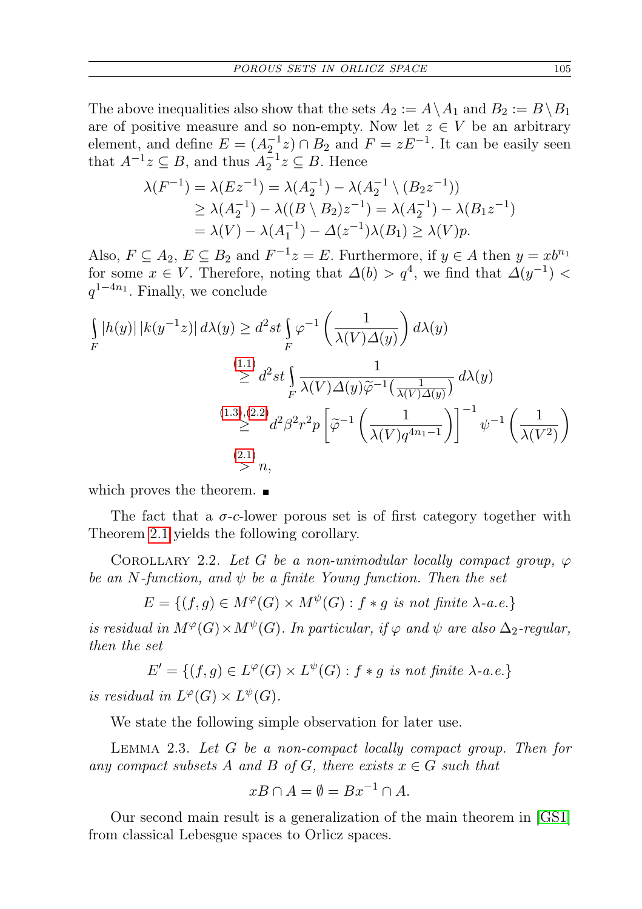The above inequalities also show that the sets $A_2 := A \setminus A_1$ and $B_2 := B \setminus B_1$ are of positive measure and so non-empty. Now let $z \in V$ be an arbitrary element, and define $E = (A_2^{-1}z) \cap B_2$ and $F = zE^{-1}$. It can be easily seen that $A^{-1}z \subseteq B$, and thus $A_2^{-1}z \subseteq B$. Hence

$$\begin{aligned}
\lambda(F^{-1}) &= \lambda(Ez^{-1}) = \lambda(A_2^{-1}) - \lambda(A_2^{-1} \setminus (B_2 z^{-1})) \\
&\geq \lambda(A_2^{-1}) - \lambda((B \setminus B_2)z^{-1}) = \lambda(A_2^{-1}) - \lambda(B_1 z^{-1}) \\
&= \lambda(V) - \lambda(A_1^{-1}) - \Delta(z^{-1})\lambda(B_1) \geq \lambda(V)p.
\end{aligned}$$

Also, $F \subseteq A_2$, $E \subseteq B_2$ and $F^{-1}z = E$. Furthermore, if $y \in A$ then $y = xb^{n_1}$ for some $x \in V$. Therefore, noting that $\Delta(b) > q^4$, we find that $\Delta(y^{-1}) < q^{1-4n_1}$. Finally, we conclude

$$\begin{aligned}
\int_F |h(y)|\, |k(y^{-1}z)|\, d\lambda(y) &\geq d^2 st \int_F \varphi^{-1}\left(\frac{1}{\lambda(V)\Delta(y)}\right) d\lambda(y) \\
&\overset{(1.1)}{\geq} d^2 st \int_F \frac{1}{\lambda(V)\Delta(y)\widetilde{\varphi}^{-1}\left(\frac{1}{\lambda(V)\Delta(y)}\right)}\, d\lambda(y) \\
&\overset{(1.3),(2.2)}{\geq} d^2\beta^2 r^2 p \left[\widetilde{\varphi}^{-1}\left(\frac{1}{\lambda(V)q^{4n_1-1}}\right)\right]^{-1} \psi^{-1}\left(\frac{1}{\lambda(V^2)}\right) \\
&\overset{(2.1)}{>} n,
\end{aligned}$$

which proves the theorem. ■

The fact that a $\sigma$-$c$-lower porous set is of first category together with Theorem 2.1 yields the following corollary.

Corollary 2.2. *Let $G$ be a non-unimodular locally compact group, $\varphi$ be an $N$-function, and $\psi$ be a finite Young function. Then the set*

$$E = \{(f,g) \in M^{\varphi}(G) \times M^{\psi}(G) : f * g \text{ is not finite } \lambda\text{-a.e.}\}$$

*is residual in $M^{\varphi}(G) \times M^{\psi}(G)$. In particular, if $\varphi$ and $\psi$ are also $\Delta_2$-regular, then the set*

$$E' = \{(f,g) \in L^{\varphi}(G) \times L^{\psi}(G) : f * g \text{ is not finite } \lambda\text{-a.e.}\}$$

*is residual in $L^{\varphi}(G) \times L^{\psi}(G)$.*

We state the following simple observation for later use.

Lemma 2.3. *Let $G$ be a non-compact locally compact group. Then for any compact subsets $A$ and $B$ of $G$, there exists $x \in G$ such that*

$$xB \cap A = \emptyset = Bx^{-1} \cap A.$$

Our second main result is a generalization of the main theorem in [GS1] from classical Lebesgue spaces to Orlicz spaces.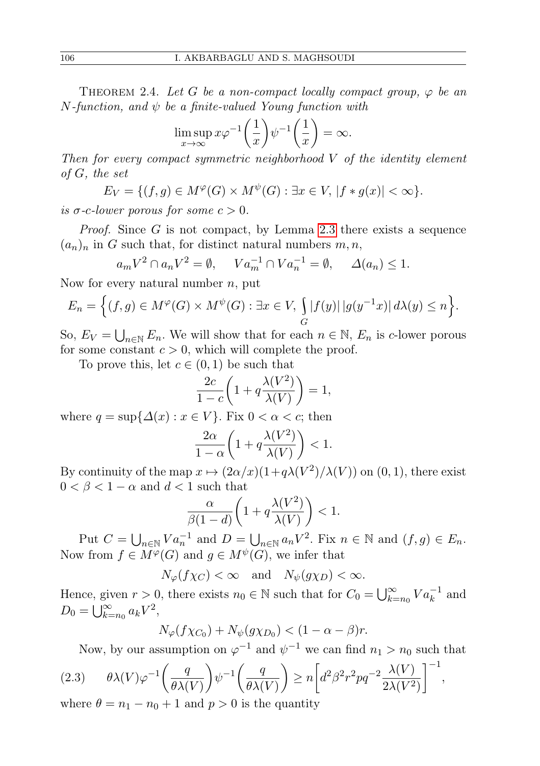THEOREM 2.4. *Let $G$ be a non-compact locally compact group, $\varphi$ be an $N$-function, and $\psi$ be a finite-valued Young function with*

$$\limsup_{x\to\infty} x\varphi^{-1}\left(\frac{1}{x}\right)\psi^{-1}\left(\frac{1}{x}\right)=\infty.$$

*Then for every compact symmetric neighborhood $V$ of the identity element of $G$, the set*

$$E_V=\{(f,g)\in M^{\varphi}(G)\times M^{\psi}(G) : \exists x\in V,\ |f*g(x)|<\infty\}.$$

*is $\sigma$-$c$-lower porous for some $c>0$.*

*Proof.* Since $G$ is not compact, by Lemma 2.3 there exists a sequence $(a_n)_n$ in $G$ such that, for distinct natural numbers $m,n$,

$$a_mV^2\cap a_nV^2=\emptyset,\qquad Va_m^{-1}\cap Va_n^{-1}=\emptyset,\qquad \Delta(a_n)\le 1.$$

Now for every natural number $n$, put

$$E_n=\Big\{(f,g)\in M^{\varphi}(G)\times M^{\psi}(G) : \exists x\in V,\ \int_G |f(y)|\,|g(y^{-1}x)|\,d\lambda(y)\le n\Big\}.$$

So, $E_V=\bigcup_{n\in\mathbb{N}}E_n$. We will show that for each $n\in\mathbb{N}$, $E_n$ is $c$-lower porous for some constant $c>0$, which will complete the proof.

To prove this, let $c\in(0,1)$ be such that

$$\frac{2c}{1-c}\left(1+q\frac{\lambda(V^2)}{\lambda(V)}\right)=1,$$

where $q=\sup\{\Delta(x) : x\in V\}$. Fix $0<\alpha<c$; then

$$\frac{2\alpha}{1-\alpha}\left(1+q\frac{\lambda(V^2)}{\lambda(V)}\right)<1.$$

By continuity of the map $x\mapsto (2\alpha/x)(1+q\lambda(V^2)/\lambda(V))$ on $(0,1)$, there exist $0<\beta<1-\alpha$ and $d<1$ such that

$$\frac{\alpha}{\beta(1-d)}\left(1+q\frac{\lambda(V^2)}{\lambda(V)}\right)<1.$$

Put $C=\bigcup_{n\in\mathbb{N}}Va_n^{-1}$ and $D=\bigcup_{n\in\mathbb{N}}a_nV^2$. Fix $n\in\mathbb{N}$ and $(f,g)\in E_n$. Now from $f\in M^{\varphi}(G)$ and $g\in M^{\psi}(G)$, we infer that

$$N_{\varphi}(f\chi_C)<\infty\quad\text{and}\quad N_{\psi}(g\chi_D)<\infty.$$

Hence, given $r>0$, there exists $n_0\in\mathbb{N}$ such that for $C_0=\bigcup_{k=n_0}^{\infty}Va_k^{-1}$ and $D_0=\bigcup_{k=n_0}^{\infty}a_kV^2$,

$$N_{\varphi}(f\chi_{C_0})+N_{\psi}(g\chi_{D_0})<(1-\alpha-\beta)r.$$

Now, by our assumption on $\varphi^{-1}$ and $\psi^{-1}$ we can find $n_1>n_0$ such that

$$\theta\lambda(V)\varphi^{-1}\left(\frac{q}{\theta\lambda(V)}\right)\psi^{-1}\left(\frac{q}{\theta\lambda(V)}\right)\ge n\left[d^2\beta^2r^2pq^{-2}\frac{\lambda(V)}{2\lambda(V^2)}\right]^{-1},\tag{2.3}$$

where $\theta=n_1-n_0+1$ and $p>0$ is the quantity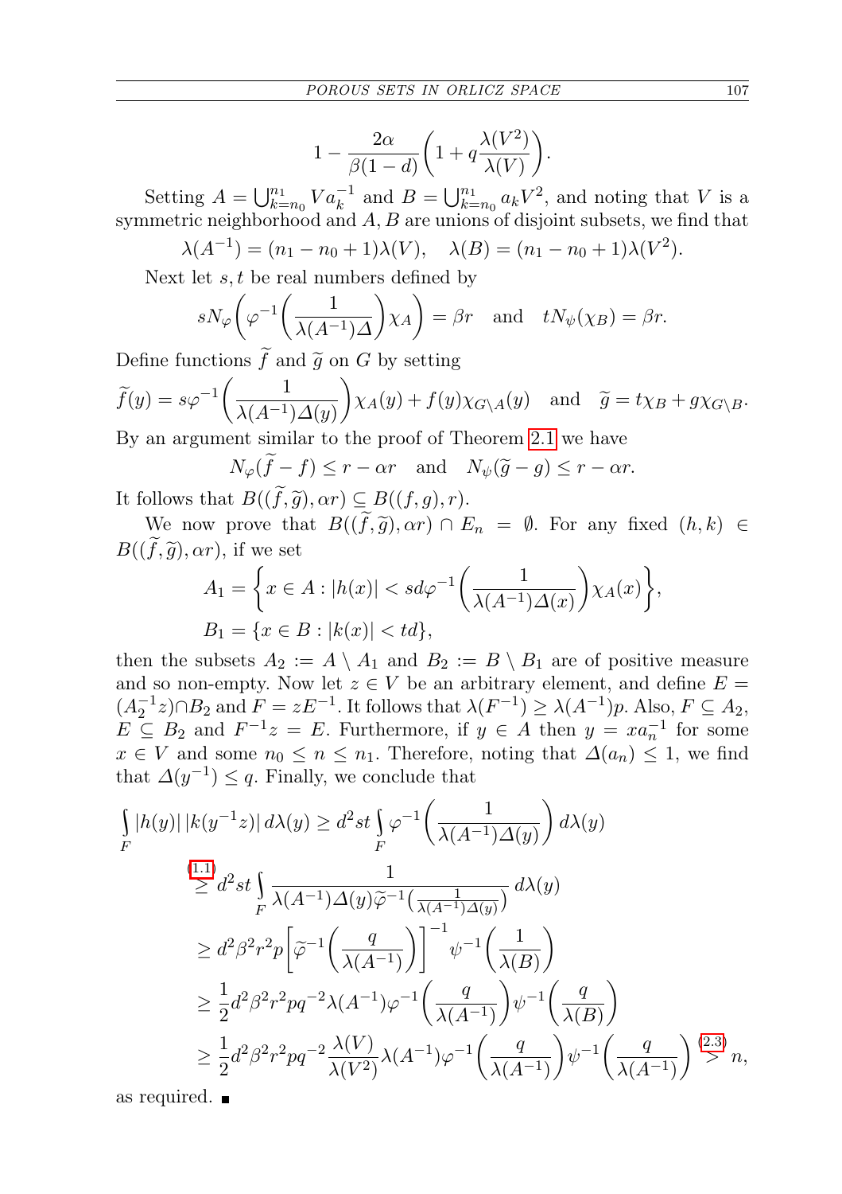$$1 - \frac{2\alpha}{\beta(1-d)}\left(1 + q\frac{\lambda(V^2)}{\lambda(V)}\right).$$

Setting $A = \bigcup_{k=n_0}^{n_1} V a_k^{-1}$ and $B = \bigcup_{k=n_0}^{n_1} a_k V^2$, and noting that $V$ is a symmetric neighborhood and $A, B$ are unions of disjoint subsets, we find that

$$\lambda(A^{-1}) = (n_1 - n_0 + 1)\lambda(V), \quad \lambda(B) = (n_1 - n_0 + 1)\lambda(V^2).$$

Next let $s, t$ be real numbers defined by

$$sN_\varphi\left(\varphi^{-1}\left(\frac{1}{\lambda(A^{-1})\Delta}\right)\chi_A\right) = \beta r \quad \text{and} \quad tN_\psi(\chi_B) = \beta r.$$

Define functions $\widetilde{f}$ and $\widetilde{g}$ on $G$ by setting

$$\widetilde{f}(y) = s\varphi^{-1}\left(\frac{1}{\lambda(A^{-1})\Delta(y)}\right)\chi_A(y) + f(y)\chi_{G\setminus A}(y) \quad \text{and} \quad \widetilde{g} = t\chi_B + g\chi_{G\setminus B}.$$

By an argument similar to the proof of Theorem 2.1 we have

$$N_\varphi(\widetilde{f} - f) \le r - \alpha r \quad \text{and} \quad N_\psi(\widetilde{g} - g) \le r - \alpha r.$$

It follows that $B((\widetilde{f}, \widetilde{g}), \alpha r) \subseteq B((f, g), r)$.

We now prove that $B((\widetilde{f}, \widetilde{g}), \alpha r) \cap E_n = \emptyset$. For any fixed $(h, k) \in B((\widetilde{f}, \widetilde{g}), \alpha r)$, if we set

$$A_1 = \left\{x \in A : |h(x)| < sd\varphi^{-1}\left(\frac{1}{\lambda(A^{-1})\Delta(x)}\right)\chi_A(x)\right\},$$
$$B_1 = \{x \in B : |k(x)| < td\},$$

then the subsets $A_2 := A \setminus A_1$ and $B_2 := B \setminus B_1$ are of positive measure and so non-empty. Now let $z \in V$ be an arbitrary element, and define $E = (A_2^{-1}z) \cap B_2$ and $F = zE^{-1}$. It follows that $\lambda(F^{-1}) \ge \lambda(A^{-1})p$. Also, $F \subseteq A_2$, $E \subseteq B_2$ and $F^{-1}z = E$. Furthermore, if $y \in A$ then $y = xa_n^{-1}$ for some $x \in V$ and some $n_0 \le n \le n_1$. Therefore, noting that $\Delta(a_n) \le 1$, we find that $\Delta(y^{-1}) \le q$. Finally, we conclude that

$$\begin{aligned}
\int_F |h(y)|\,|k(y^{-1}z)|\,d\lambda(y) &\ge d^2 st \int_F \varphi^{-1}\left(\frac{1}{\lambda(A^{-1})\Delta(y)}\right) d\lambda(y) \\
&\overset{(1.1)}{\ge} d^2 st \int_F \frac{1}{\lambda(A^{-1})\Delta(y)\widetilde{\varphi}^{-1}\left(\frac{1}{\lambda(A^{-1})\Delta(y)}\right)}\, d\lambda(y) \\
&\ge d^2\beta^2 r^2 p\left[\widetilde{\varphi}^{-1}\left(\frac{q}{\lambda(A^{-1})}\right)\right]^{-1}\psi^{-1}\left(\frac{1}{\lambda(B)}\right) \\
&\ge \frac{1}{2}d^2\beta^2 r^2 pq^{-2}\lambda(A^{-1})\varphi^{-1}\left(\frac{q}{\lambda(A^{-1})}\right)\psi^{-1}\left(\frac{q}{\lambda(B)}\right) \\
&\ge \frac{1}{2}d^2\beta^2 r^2 pq^{-2}\frac{\lambda(V)}{\lambda(V^2)}\lambda(A^{-1})\varphi^{-1}\left(\frac{q}{\lambda(A^{-1})}\right)\psi^{-1}\left(\frac{q}{\lambda(A^{-1})}\right) \overset{(2.3)}{>} n,
\end{aligned}$$

as required. ∎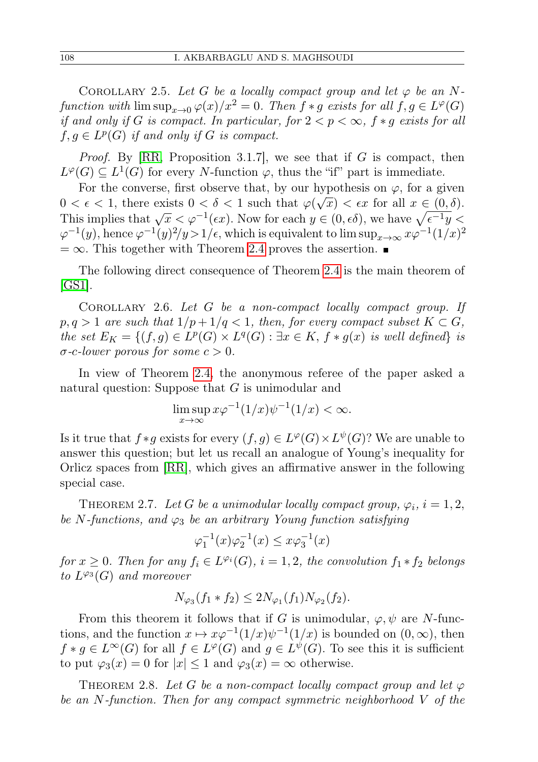Corollary 2.5. *Let $G$ be a locally compact group and let $\varphi$ be an $N$-function with $\limsup_{x\to 0} \varphi(x)/x^2 = 0$. Then $f * g$ exists for all $f, g \in L^\varphi(G)$ if and only if $G$ is compact. In particular, for $2 < p < \infty$, $f * g$ exists for all $f, g \in L^p(G)$ if and only if $G$ is compact.*

*Proof.* By [RR, Proposition 3.1.7], we see that if $G$ is compact, then $L^\varphi(G) \subseteq L^1(G)$ for every $N$-function $\varphi$, thus the "if" part is immediate.

For the converse, first observe that, by our hypothesis on $\varphi$, for a given $0 < \epsilon < 1$, there exists $0 < \delta < 1$ such that $\varphi(\sqrt{x}) < \epsilon x$ for all $x \in (0, \delta)$. This implies that $\sqrt{x} < \varphi^{-1}(\epsilon x)$. Now for each $y \in (0, \epsilon\delta)$, we have $\sqrt{\epsilon^{-1} y} < \varphi^{-1}(y)$, hence $\varphi^{-1}(y)^2/y > 1/\epsilon$, which is equivalent to $\limsup_{x\to\infty} x\varphi^{-1}(1/x)^2 = \infty$. This together with Theorem 2.4 proves the assertion. ∎

The following direct consequence of Theorem 2.4 is the main theorem of [GS1].

Corollary 2.6. *Let $G$ be a non-compact locally compact group. If $p, q > 1$ are such that $1/p + 1/q < 1$, then, for every compact subset $K \subset G$, the set $E_K = \{(f, g) \in L^p(G) \times L^q(G) : \exists x \in K,\ f * g(x) \text{ is well defined}\}$ is $\sigma$-$c$-lower porous for some $c > 0$.*

In view of Theorem 2.4, the anonymous referee of the paper asked a natural question: Suppose that $G$ is unimodular and

$$\limsup_{x\to\infty} x\varphi^{-1}(1/x)\psi^{-1}(1/x) < \infty.$$

Is it true that $f * g$ exists for every $(f, g) \in L^\varphi(G) \times L^\psi(G)$? We are unable to answer this question; but let us recall an analogue of Young's inequality for Orlicz spaces from [RR], which gives an affirmative answer in the following special case.

Theorem 2.7. *Let $G$ be a unimodular locally compact group, $\varphi_i$, $i = 1, 2$, be $N$-functions, and $\varphi_3$ be an arbitrary Young function satisfying*

$$\varphi_1^{-1}(x)\varphi_2^{-1}(x) \le x\varphi_3^{-1}(x)$$

*for $x \ge 0$. Then for any $f_i \in L^{\varphi_i}(G)$, $i = 1, 2$, the convolution $f_1 * f_2$ belongs to $L^{\varphi_3}(G)$ and moreover*

$$N_{\varphi_3}(f_1 * f_2) \le 2N_{\varphi_1}(f_1)N_{\varphi_2}(f_2).$$

From this theorem it follows that if $G$ is unimodular, $\varphi, \psi$ are $N$-functions, and the function $x \mapsto x\varphi^{-1}(1/x)\psi^{-1}(1/x)$ is bounded on $(0, \infty)$, then $f * g \in L^\infty(G)$ for all $f \in L^\varphi(G)$ and $g \in L^\psi(G)$. To see this it is sufficient to put $\varphi_3(x) = 0$ for $|x| \le 1$ and $\varphi_3(x) = \infty$ otherwise.

Theorem 2.8. *Let $G$ be a non-compact locally compact group and let $\varphi$ be an $N$-function. Then for any compact symmetric neighborhood $V$ of the*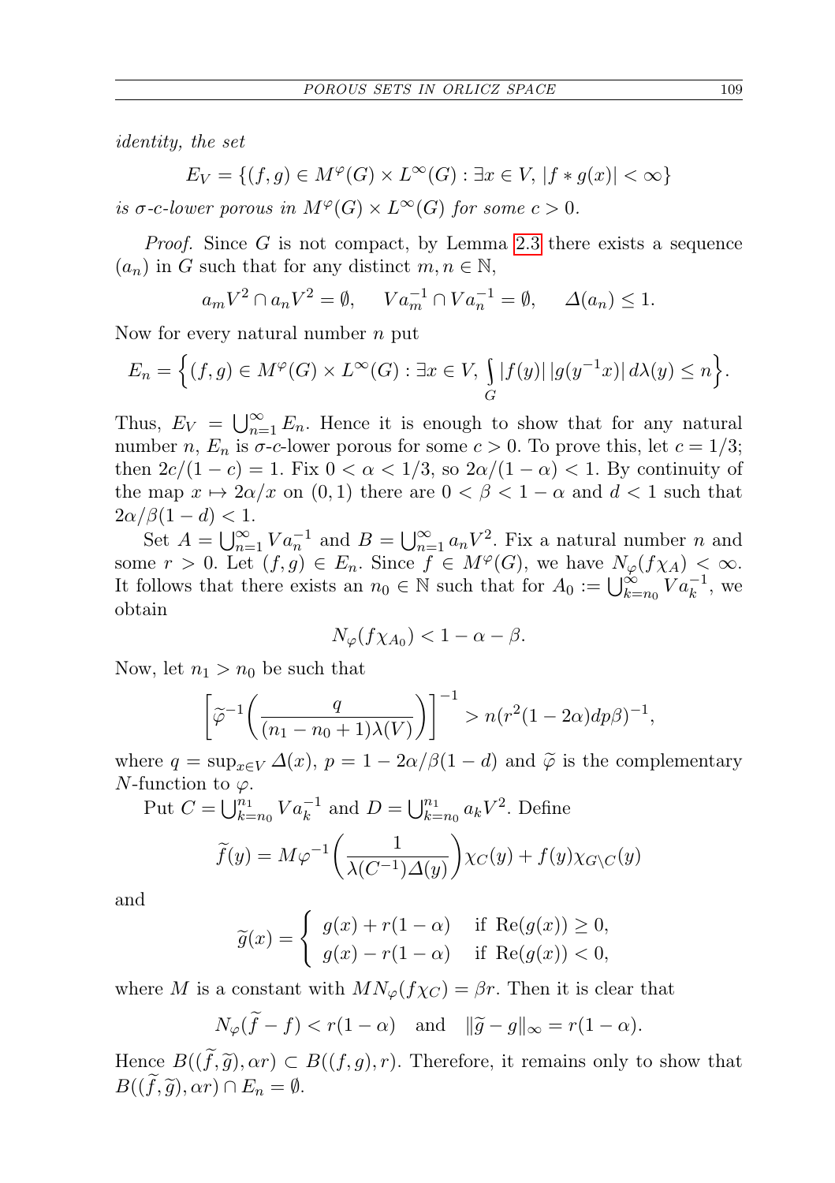*identity, the set*

$$E_V = \{(f,g) \in M^\varphi(G) \times L^\infty(G) : \exists x \in V,\ |f * g(x)| < \infty\}$$

*is σ-c-lower porous in $M^\varphi(G) \times L^\infty(G)$ for some $c > 0$.*

*Proof.* Since $G$ is not compact, by Lemma 2.3 there exists a sequence $(a_n)$ in $G$ such that for any distinct $m, n \in \mathbb{N}$,

$$a_m V^2 \cap a_n V^2 = \emptyset, \quad V a_m^{-1} \cap V a_n^{-1} = \emptyset, \quad \Delta(a_n) \leq 1.$$

Now for every natural number $n$ put

$$E_n = \Big\{(f,g) \in M^\varphi(G) \times L^\infty(G) : \exists x \in V, \int_G |f(y)|\,|g(y^{-1}x)|\,d\lambda(y) \leq n\Big\}.$$

Thus, $E_V = \bigcup_{n=1}^\infty E_n$. Hence it is enough to show that for any natural number $n$, $E_n$ is σ-c-lower porous for some $c > 0$. To prove this, let $c = 1/3$; then $2c/(1-c) = 1$. Fix $0 < \alpha < 1/3$, so $2\alpha/(1-\alpha) < 1$. By continuity of the map $x \mapsto 2\alpha/x$ on $(0,1)$ there are $0 < \beta < 1-\alpha$ and $d < 1$ such that $2\alpha/\beta(1-d) < 1$.

Set $A = \bigcup_{n=1}^\infty V a_n^{-1}$ and $B = \bigcup_{n=1}^\infty a_n V^2$. Fix a natural number $n$ and some $r > 0$. Let $(f,g) \in E_n$. Since $f \in M^\varphi(G)$, we have $N_\varphi(f\chi_A) < \infty$. It follows that there exists an $n_0 \in \mathbb{N}$ such that for $A_0 := \bigcup_{k=n_0}^\infty V a_k^{-1}$, we obtain

$$N_\varphi(f\chi_{A_0}) < 1 - \alpha - \beta.$$

Now, let $n_1 > n_0$ be such that

$$\left[\widetilde{\varphi}^{-1}\left(\frac{q}{(n_1 - n_0 + 1)\lambda(V)}\right)\right]^{-1} > n(r^2(1-2\alpha)dp\beta)^{-1},$$

where $q = \sup_{x\in V} \Delta(x)$, $p = 1 - 2\alpha/\beta(1-d)$ and $\widetilde{\varphi}$ is the complementary $N$-function to $\varphi$.

Put $C = \bigcup_{k=n_0}^{n_1} V a_k^{-1}$ and $D = \bigcup_{k=n_0}^{n_1} a_k V^2$. Define

$$\widetilde{f}(y) = M\varphi^{-1}\left(\frac{1}{\lambda(C^{-1})\Delta(y)}\right)\chi_C(y) + f(y)\chi_{G\setminus C}(y)$$

and

$$\widetilde{g}(x) = \begin{cases} g(x) + r(1-\alpha) & \text{if } \mathrm{Re}(g(x)) \geq 0, \\ g(x) - r(1-\alpha) & \text{if } \mathrm{Re}(g(x)) < 0, \end{cases}$$

where $M$ is a constant with $MN_\varphi(f\chi_C) = \beta r$. Then it is clear that

$$N_\varphi(\widetilde{f} - f) < r(1-\alpha) \quad \text{and} \quad \|\widetilde{g} - g\|_\infty = r(1-\alpha).$$

Hence $B((\widetilde{f}, \widetilde{g}), \alpha r) \subset B((f,g), r)$. Therefore, it remains only to show that $B((\widetilde{f}, \widetilde{g}), \alpha r) \cap E_n = \emptyset$.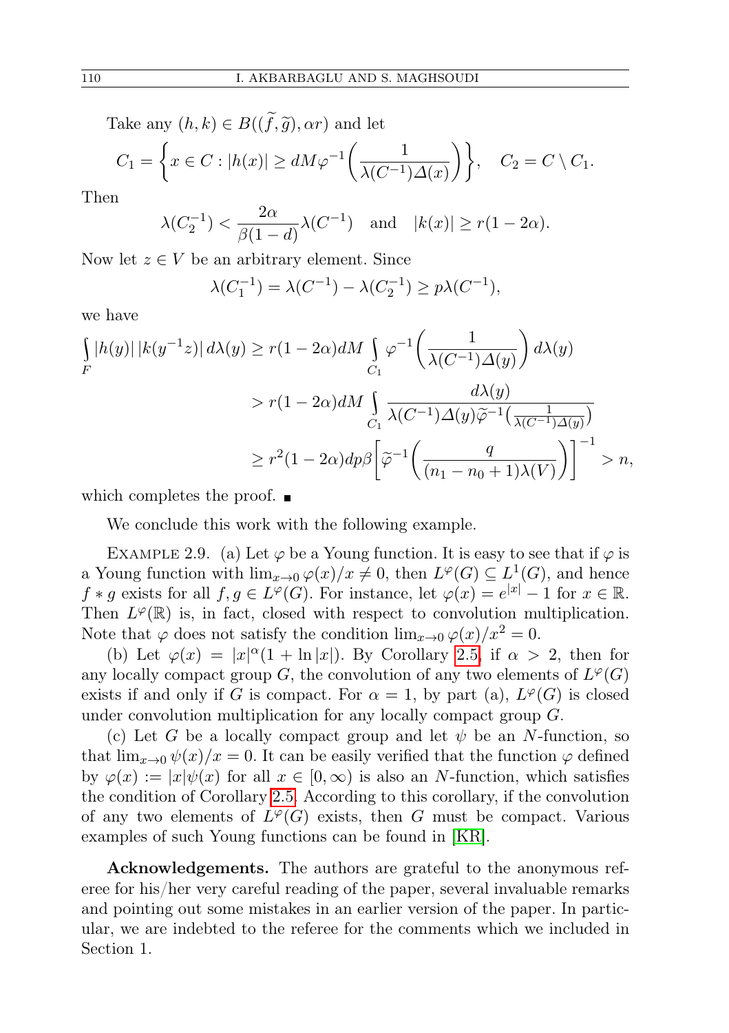Take any $(h, k) \in B((\widetilde{f}, \widetilde{g}), \alpha r)$ and let

$$C_1 = \left\{ x \in C : |h(x)| \geq dM\varphi^{-1}\left(\frac{1}{\lambda(C^{-1})\Delta(x)}\right)\right\}, \quad C_2 = C \setminus C_1.$$

Then

$$\lambda(C_2^{-1}) < \frac{2\alpha}{\beta(1-d)}\lambda(C^{-1}) \quad \text{and} \quad |k(x)| \geq r(1-2\alpha).$$

Now let $z \in V$ be an arbitrary element. Since

$$\lambda(C_1^{-1}) = \lambda(C^{-1}) - \lambda(C_2^{-1}) \geq p\lambda(C^{-1}),$$

we have

$$\begin{aligned}
\int_F |h(y)|\,|k(y^{-1}z)|\,d\lambda(y) &\geq r(1-2\alpha)dM \int_{C_1} \varphi^{-1}\left(\frac{1}{\lambda(C^{-1})\Delta(y)}\right) d\lambda(y) \\
&> r(1-2\alpha)dM \int_{C_1} \frac{d\lambda(y)}{\lambda(C^{-1})\Delta(y)\widetilde{\varphi}^{-1}\big(\frac{1}{\lambda(C^{-1})\Delta(y)}\big)} \\
&\geq r^2(1-2\alpha)dp\beta\left[\widetilde{\varphi}^{-1}\left(\frac{q}{(n_1-n_0+1)\lambda(V)}\right)\right]^{-1} > n,
\end{aligned}$$

which completes the proof. ∎

We conclude this work with the following example.

EXAMPLE 2.9. (a) Let $\varphi$ be a Young function. It is easy to see that if $\varphi$ is a Young function with $\lim_{x\to 0}\varphi(x)/x \neq 0$, then $L^\varphi(G) \subseteq L^1(G)$, and hence $f * g$ exists for all $f, g \in L^\varphi(G)$. For instance, let $\varphi(x) = e^{|x|} - 1$ for $x \in \mathbb{R}$. Then $L^\varphi(\mathbb{R})$ is, in fact, closed with respect to convolution multiplication. Note that $\varphi$ does not satisfy the condition $\lim_{x\to 0}\varphi(x)/x^2 = 0$.

(b) Let $\varphi(x) = |x|^\alpha(1 + \ln|x|)$. By Corollary 2.5, if $\alpha > 2$, then for any locally compact group $G$, the convolution of any two elements of $L^\varphi(G)$ exists if and only if $G$ is compact. For $\alpha = 1$, by part (a), $L^\varphi(G)$ is closed under convolution multiplication for any locally compact group $G$.

(c) Let $G$ be a locally compact group and let $\psi$ be an $N$-function, so that $\lim_{x\to 0}\psi(x)/x = 0$. It can be easily verified that the function $\varphi$ defined by $\varphi(x) := |x|\psi(x)$ for all $x \in [0, \infty)$ is also an $N$-function, which satisfies the condition of Corollary 2.5. According to this corollary, if the convolution of any two elements of $L^\varphi(G)$ exists, then $G$ must be compact. Various examples of such Young functions can be found in [KR].

**Acknowledgements.** The authors are grateful to the anonymous referee for his/her very careful reading of the paper, several invaluable remarks and pointing out some mistakes in an earlier version of the paper. In particular, we are indebted to the referee for the comments which we included in Section 1.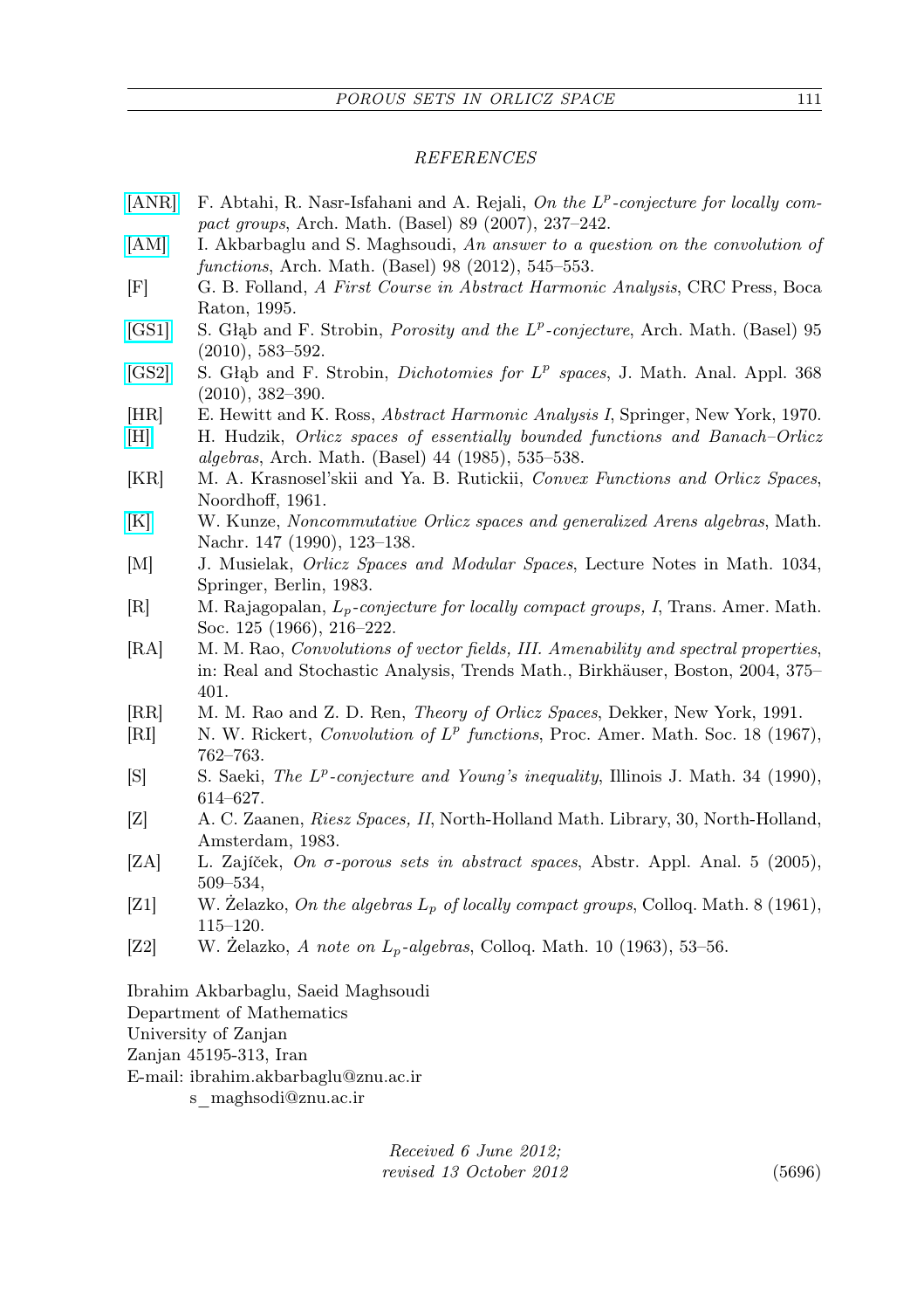## REFERENCES

[ANR] F. Abtahi, R. Nasr-Isfahani and A. Rejali, *On the $L^p$-conjecture for locally compact groups*, Arch. Math. (Basel) 89 (2007), 237–242.

[AM] I. Akbarbaglu and S. Maghsoudi, *An answer to a question on the convolution of functions*, Arch. Math. (Basel) 98 (2012), 545–553.

[F] G. B. Folland, *A First Course in Abstract Harmonic Analysis*, CRC Press, Boca Raton, 1995.

[GS1] S. Głąb and F. Strobin, *Porosity and the $L^p$-conjecture*, Arch. Math. (Basel) 95 (2010), 583–592.

[GS2] S. Głąb and F. Strobin, *Dichotomies for $L^p$ spaces*, J. Math. Anal. Appl. 368 (2010), 382–390.

[HR] E. Hewitt and K. Ross, *Abstract Harmonic Analysis I*, Springer, New York, 1970.

[H] H. Hudzik, *Orlicz spaces of essentially bounded functions and Banach–Orlicz algebras*, Arch. Math. (Basel) 44 (1985), 535–538.

[KR] M. A. Krasnosel'skii and Ya. B. Rutickii, *Convex Functions and Orlicz Spaces*, Noordhoff, 1961.

[K] W. Kunze, *Noncommutative Orlicz spaces and generalized Arens algebras*, Math. Nachr. 147 (1990), 123–138.

[M] J. Musielak, *Orlicz Spaces and Modular Spaces*, Lecture Notes in Math. 1034, Springer, Berlin, 1983.

[R] M. Rajagopalan, *$L_p$-conjecture for locally compact groups, I*, Trans. Amer. Math. Soc. 125 (1966), 216–222.

[RA] M. M. Rao, *Convolutions of vector fields, III. Amenability and spectral properties*, in: Real and Stochastic Analysis, Trends Math., Birkhäuser, Boston, 2004, 375–401.

[RR] M. M. Rao and Z. D. Ren, *Theory of Orlicz Spaces*, Dekker, New York, 1991.

[RI] N. W. Rickert, *Convolution of $L^p$ functions*, Proc. Amer. Math. Soc. 18 (1967), 762–763.

[S] S. Saeki, *The $L^p$-conjecture and Young's inequality*, Illinois J. Math. 34 (1990), 614–627.

[Z] A. C. Zaanen, *Riesz Spaces, II*, North-Holland Math. Library, 30, North-Holland, Amsterdam, 1983.

[ZA] L. Zajíček, *On $\sigma$-porous sets in abstract spaces*, Abstr. Appl. Anal. 5 (2005), 509–534,

[Z1] W. Żelazko, *On the algebras $L_p$ of locally compact groups*, Colloq. Math. 8 (1961), 115–120.

[Z2] W. Żelazko, *A note on $L_p$-algebras*, Colloq. Math. 10 (1963), 53–56.

Ibrahim Akbarbaglu, Saeid Maghsoudi
Department of Mathematics
University of Zanjan
Zanjan 45195-313, Iran
E-mail: ibrahim.akbarbaglu@znu.ac.ir
s_maghsodi@znu.ac.ir

*Received 6 June 2012;*
*revised 13 October 2012* (5696)